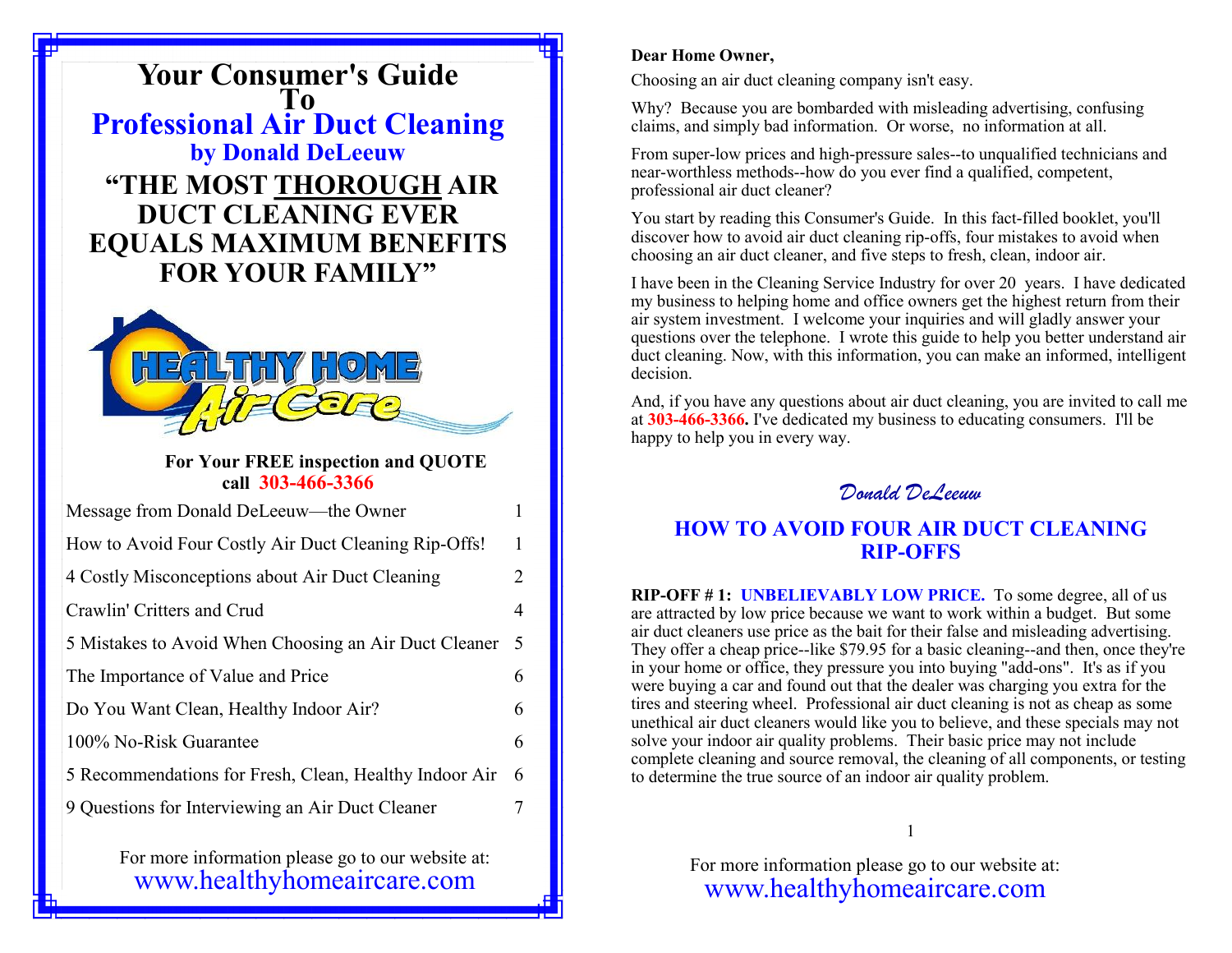# Your Consumer's Guide To Professional Air Duct Cleaning

### by Donald DeLeeuw

## "THE MOST THOROUGH AIR DUCT CLEANING EVER EQUALS MAXIMUM BENEFITS FOR YOUR FAMILY"

HEALTHY HOME Air Care

**For Your FREE inspection and QUOTE call 303-466-3366**

| | |
|---|---|
| Message from Donald DeLeeuw—the Owner | 1 |
| How to Avoid Four Costly Air Duct Cleaning Rip-Offs! | 1 |
| 4 Costly Misconceptions about Air Duct Cleaning | 2 |
| Crawlin' Critters and Crud | 4 |
| 5 Mistakes to Avoid When Choosing an Air Duct Cleaner | 5 |
| The Importance of Value and Price | 6 |
| Do You Want Clean, Healthy Indoor Air? | 6 |
| 100% No-Risk Guarantee | 6 |
| 5 Recommendations for Fresh, Clean, Healthy Indoor Air | 6 |
| 9 Questions for Interviewing an Air Duct Cleaner | 7 |

For more information please go to our website at:
www.healthyhomeaircare.com

**Dear Home Owner,**

Choosing an air duct cleaning company isn't easy.

Why? Because you are bombarded with misleading advertising, confusing claims, and simply bad information. Or worse, no information at all.

From super-low prices and high-pressure sales--to unqualified technicians and near-worthless methods--how do you ever find a qualified, competent, professional air duct cleaner?

You start by reading this Consumer's Guide. In this fact-filled booklet, you'll discover how to avoid air duct cleaning rip-offs, four mistakes to avoid when choosing an air duct cleaner, and five steps to fresh, clean, indoor air.

I have been in the Cleaning Service Industry for over 20 years. I have dedicated my business to helping home and office owners get the highest return from their air system investment. I welcome your inquiries and will gladly answer your questions over the telephone. I wrote this guide to help you better understand air duct cleaning. Now, with this information, you can make an informed, intelligent decision.

And, if you have any questions about air duct cleaning, you are invited to call me at **303-466-3366.** I've dedicated my business to educating consumers. I'll be happy to help you in every way.

*Donald DeLeeuw*

## HOW TO AVOID FOUR AIR DUCT CLEANING RIP-OFFS

**RIP-OFF # 1: UNBELIEVABLY LOW PRICE.** To some degree, all of us are attracted by low price because we want to work within a budget. But some air duct cleaners use price as the bait for their false and misleading advertising. They offer a cheap price--like $79.95 for a basic cleaning--and then, once they're in your home or office, they pressure you into buying "add-ons". It's as if you were buying a car and found out that the dealer was charging you extra for the tires and steering wheel. Professional air duct cleaning is not as cheap as some unethical air duct cleaners would like you to believe, and these specials may not solve your indoor air quality problems. Their basic price may not include complete cleaning and source removal, the cleaning of all components, or testing to determine the true source of an indoor air quality problem.

For more information please go to our website at:
www.healthyhomeaircare.com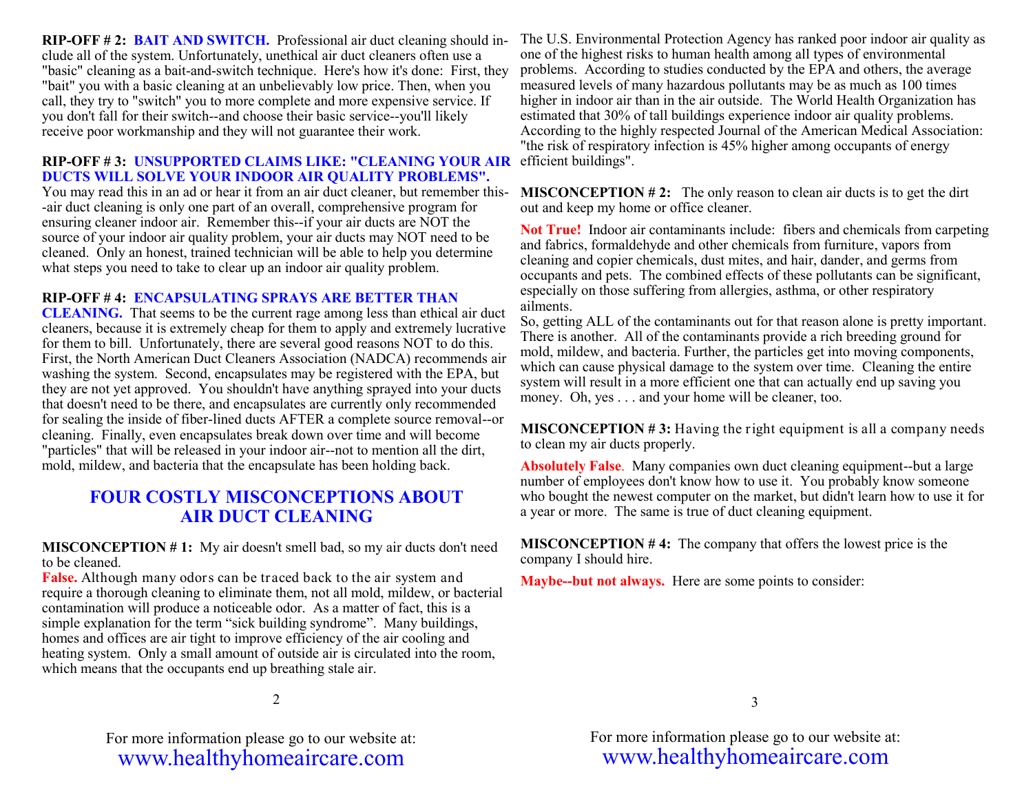**RIP-OFF # 2: BAIT AND SWITCH.** Professional air duct cleaning should include all of the system. Unfortunately, unethical air duct cleaners often use a "basic" cleaning as a bait-and-switch technique. Here's how it's done: First, they "bait" you with a basic cleaning at an unbelievably low price. Then, when you call, they try to "switch" you to more complete and more expensive service. If you don't fall for their switch--and choose their basic service--you'll likely receive poor workmanship and they will not guarantee their work.

**RIP-OFF # 3: UNSUPPORTED CLAIMS LIKE: "CLEANING YOUR AIR DUCTS WILL SOLVE YOUR INDOOR AIR QUALITY PROBLEMS".** You may read this in an ad or hear it from an air duct cleaner, but remember this--air duct cleaning is only one part of an overall, comprehensive program for ensuring cleaner indoor air. Remember this--if your air ducts are NOT the source of your indoor air quality problem, your air ducts may NOT need to be cleaned. Only an honest, trained technician will be able to help you determine what steps you need to take to clear up an indoor air quality problem.

**RIP-OFF # 4: ENCAPSULATING SPRAYS ARE BETTER THAN CLEANING.** That seems to be the current rage among less than ethical air duct cleaners, because it is extremely cheap for them to apply and extremely lucrative for them to bill. Unfortunately, there are several good reasons NOT to do this. First, the North American Duct Cleaners Association (NADCA) recommends air washing the system. Second, encapsulates may be registered with the EPA, but they are not yet approved. You shouldn't have anything sprayed into your ducts that doesn't need to be there, and encapsulates are currently only recommended for sealing the inside of fiber-lined ducts AFTER a complete source removal--or cleaning. Finally, even encapsulates break down over time and will become "particles" that will be released in your indoor air--not to mention all the dirt, mold, mildew, and bacteria that the encapsulate has been holding back.

## FOUR COSTLY MISCONCEPTIONS ABOUT AIR DUCT CLEANING

**MISCONCEPTION # 1:** My air doesn't smell bad, so my air ducts don't need to be cleaned.

**False.** Although many odors can be traced back to the air system and require a thorough cleaning to eliminate them, not all mold, mildew, or bacterial contamination will produce a noticeable odor. As a matter of fact, this is a simple explanation for the term "sick building syndrome". Many buildings, homes and offices are air tight to improve efficiency of the air cooling and heating system. Only a small amount of outside air is circulated into the room, which means that the occupants end up breathing stale air.

The U.S. Environmental Protection Agency has ranked poor indoor air quality as one of the highest risks to human health among all types of environmental problems. According to studies conducted by the EPA and others, the average measured levels of many hazardous pollutants may be as much as 100 times higher in indoor air than in the air outside. The World Health Organization has estimated that 30% of tall buildings experience indoor air quality problems. According to the highly respected Journal of the American Medical Association: "the risk of respiratory infection is 45% higher among occupants of energy efficient buildings".

**MISCONCEPTION # 2:** The only reason to clean air ducts is to get the dirt out and keep my home or office cleaner.

**Not True!** Indoor air contaminants include: fibers and chemicals from carpeting and fabrics, formaldehyde and other chemicals from furniture, vapors from cleaning and copier chemicals, dust mites, and hair, dander, and germs from occupants and pets. The combined effects of these pollutants can be significant, especially on those suffering from allergies, asthma, or other respiratory ailments.

So, getting ALL of the contaminants out for that reason alone is pretty important. There is another. All of the contaminants provide a rich breeding ground for mold, mildew, and bacteria. Further, the particles get into moving components, which can cause physical damage to the system over time. Cleaning the entire system will result in a more efficient one that can actually end up saving you money. Oh, yes . . . and your home will be cleaner, too.

**MISCONCEPTION # 3:** Having the right equipment is all a company needs to clean my air ducts properly.

**Absolutely False**. Many companies own duct cleaning equipment--but a large number of employees don't know how to use it. You probably know someone who bought the newest computer on the market, but didn't learn how to use it for a year or more. The same is true of duct cleaning equipment.

**MISCONCEPTION # 4:** The company that offers the lowest price is the company I should hire.

**Maybe--but not always.** Here are some points to consider:

For more information please go to our website at:
www.healthyhomeaircare.com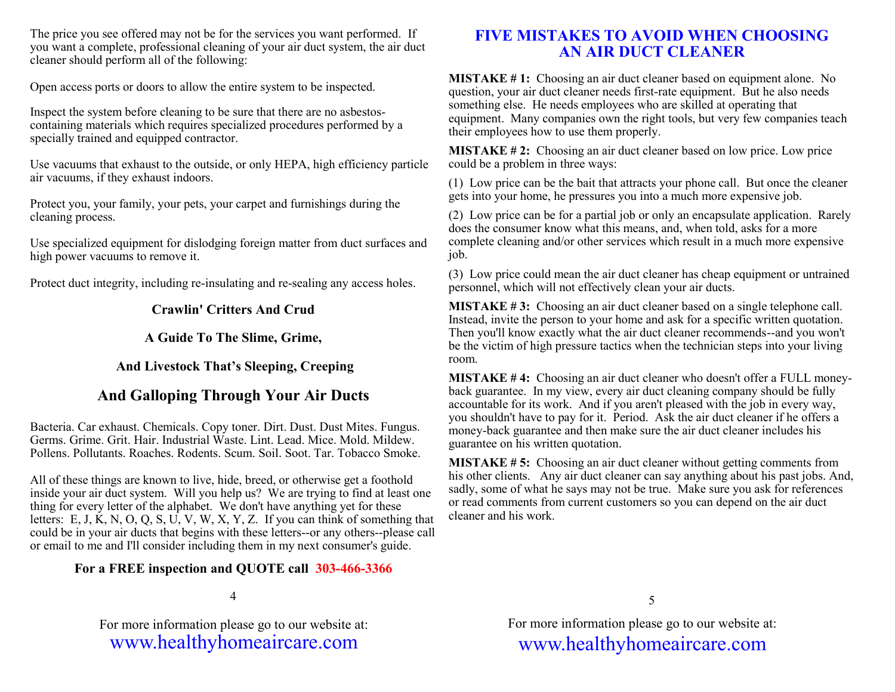The price you see offered may not be for the services you want performed. If you want a complete, professional cleaning of your air duct system, the air duct cleaner should perform all of the following:

Open access ports or doors to allow the entire system to be inspected.

Inspect the system before cleaning to be sure that there are no asbestos-containing materials which requires specialized procedures performed by a specially trained and equipped contractor.

Use vacuums that exhaust to the outside, or only HEPA, high efficiency particle air vacuums, if they exhaust indoors.

Protect you, your family, your pets, your carpet and furnishings during the cleaning process.

Use specialized equipment for dislodging foreign matter from duct surfaces and high power vacuums to remove it.

Protect duct integrity, including re-insulating and re-sealing any access holes.

**Crawlin' Critters And Crud**

**A Guide To The Slime, Grime,**

**And Livestock That's Sleeping, Creeping**

## And Galloping Through Your Air Ducts

Bacteria. Car exhaust. Chemicals. Copy toner. Dirt. Dust. Dust Mites. Fungus. Germs. Grime. Grit. Hair. Industrial Waste. Lint. Lead. Mice. Mold. Mildew. Pollens. Pollutants. Roaches. Rodents. Scum. Soil. Soot. Tar. Tobacco Smoke.

All of these things are known to live, hide, breed, or otherwise get a foothold inside your air duct system. Will you help us? We are trying to find at least one thing for every letter of the alphabet. We don't have anything yet for these letters: E, J, K, N, O, Q, S, U, V, W, X, Y, Z. If you can think of something that could be in your air ducts that begins with these letters--or any others--please call or email to me and I'll consider including them in my next consumer's guide.

**For a FREE inspection and QUOTE call 303-466-3366**

For more information please go to our website at:
www.healthyhomeaircare.com

## FIVE MISTAKES TO AVOID WHEN CHOOSING AN AIR DUCT CLEANER

**MISTAKE # 1:** Choosing an air duct cleaner based on equipment alone. No question, your air duct cleaner needs first-rate equipment. But he also needs something else. He needs employees who are skilled at operating that equipment. Many companies own the right tools, but very few companies teach their employees how to use them properly.

**MISTAKE # 2:** Choosing an air duct cleaner based on low price. Low price could be a problem in three ways:

(1) Low price can be the bait that attracts your phone call. But once the cleaner gets into your home, he pressures you into a much more expensive job.

(2) Low price can be for a partial job or only an encapsulate application. Rarely does the consumer know what this means, and, when told, asks for a more complete cleaning and/or other services which result in a much more expensive job.

(3) Low price could mean the air duct cleaner has cheap equipment or untrained personnel, which will not effectively clean your air ducts.

**MISTAKE # 3:** Choosing an air duct cleaner based on a single telephone call. Instead, invite the person to your home and ask for a specific written quotation. Then you'll know exactly what the air duct cleaner recommends--and you won't be the victim of high pressure tactics when the technician steps into your living room.

**MISTAKE # 4:** Choosing an air duct cleaner who doesn't offer a FULL money-back guarantee. In my view, every air duct cleaning company should be fully accountable for its work. And if you aren't pleased with the job in every way, you shouldn't have to pay for it. Period. Ask the air duct cleaner if he offers a money-back guarantee and then make sure the air duct cleaner includes his guarantee on his written quotation.

**MISTAKE # 5:** Choosing an air duct cleaner without getting comments from his other clients. Any air duct cleaner can say anything about his past jobs. And, sadly, some of what he says may not be true. Make sure you ask for references or read comments from current customers so you can depend on the air duct cleaner and his work.

For more information please go to our website at:
www.healthyhomeaircare.com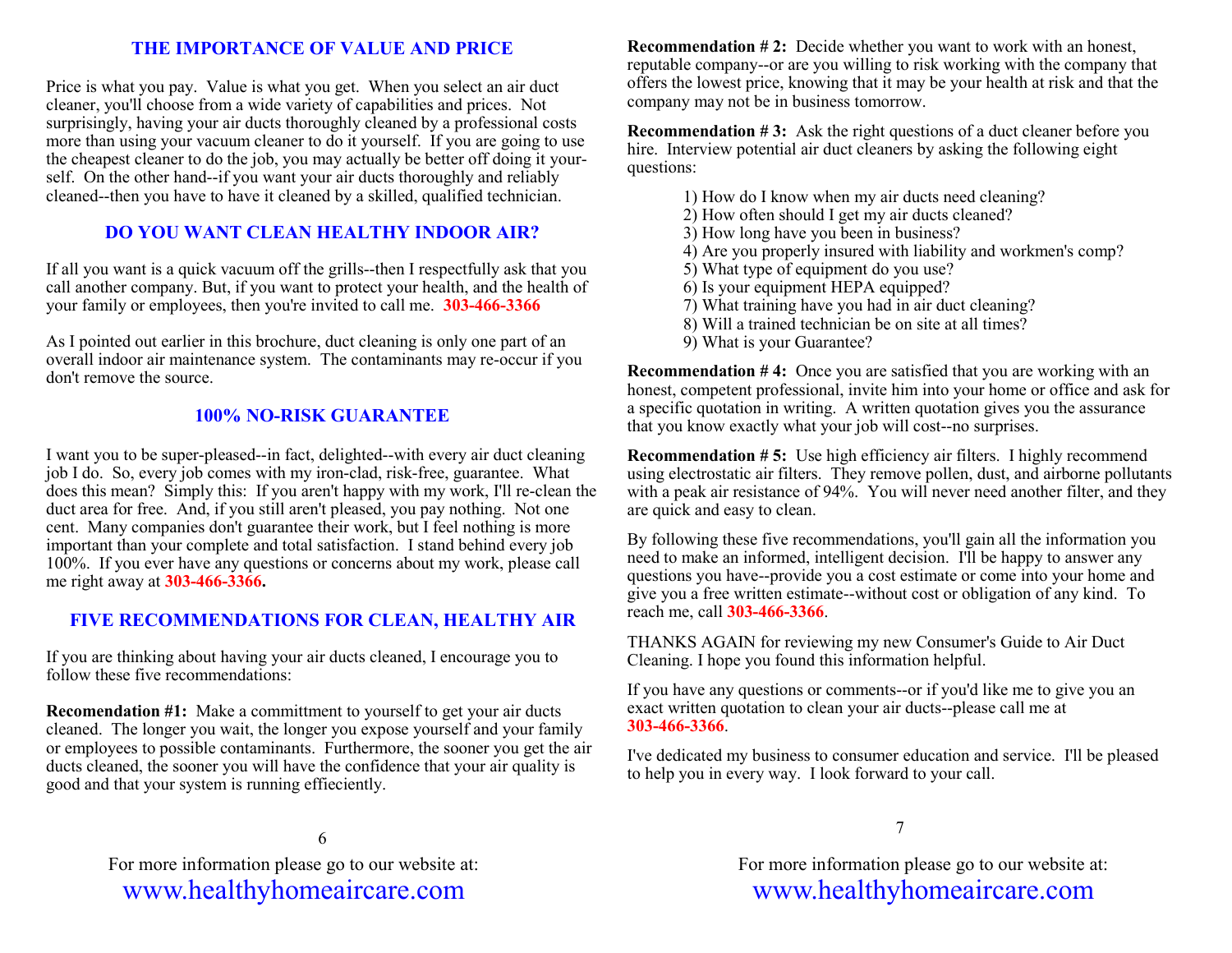## THE IMPORTANCE OF VALUE AND PRICE

Price is what you pay. Value is what you get. When you select an air duct cleaner, you'll choose from a wide variety of capabilities and prices. Not surprisingly, having your air ducts thoroughly cleaned by a professional costs more than using your vacuum cleaner to do it yourself. If you are going to use the cheapest cleaner to do the job, you may actually be better off doing it yourself. On the other hand--if you want your air ducts thoroughly and reliably cleaned--then you have to have it cleaned by a skilled, qualified technician.

## DO YOU WANT CLEAN HEALTHY INDOOR AIR?

If all you want is a quick vacuum off the grills--then I respectfully ask that you call another company. But, if you want to protect your health, and the health of your family or employees, then you're invited to call me. **303-466-3366**

As I pointed out earlier in this brochure, duct cleaning is only one part of an overall indoor air maintenance system. The contaminants may re-occur if you don't remove the source.

## 100% NO-RISK GUARANTEE

I want you to be super-pleased--in fact, delighted--with every air duct cleaning job I do. So, every job comes with my iron-clad, risk-free, guarantee. What does this mean? Simply this: If you aren't happy with my work, I'll re-clean the duct area for free. And, if you still aren't pleased, you pay nothing. Not one cent. Many companies don't guarantee their work, but I feel nothing is more important than your complete and total satisfaction. I stand behind every job 100%. If you ever have any questions or concerns about my work, please call me right away at **303-466-3366.**

## FIVE RECOMMENDATIONS FOR CLEAN, HEALTHY AIR

If you are thinking about having your air ducts cleaned, I encourage you to follow these five recommendations:

**Recomendation #1:** Make a committment to yourself to get your air ducts cleaned. The longer you wait, the longer you expose yourself and your family or employees to possible contaminants. Furthermore, the sooner you get the air ducts cleaned, the sooner you will have the confidence that your air quality is good and that your system is running effieciently.

For more information please go to our website at:
www.healthyhomeaircare.com

**Recommendation # 2:** Decide whether you want to work with an honest, reputable company--or are you willing to risk working with the company that offers the lowest price, knowing that it may be your health at risk and that the company may not be in business tomorrow.

**Recommendation # 3:** Ask the right questions of a duct cleaner before you hire. Interview potential air duct cleaners by asking the following eight questions:

1) How do I know when my air ducts need cleaning?
2) How often should I get my air ducts cleaned?
3) How long have you been in business?
4) Are you properly insured with liability and workmen's comp?
5) What type of equipment do you use?
6) Is your equipment HEPA equipped?
7) What training have you had in air duct cleaning?
8) Will a trained technician be on site at all times?
9) What is your Guarantee?

**Recommendation # 4:** Once you are satisfied that you are working with an honest, competent professional, invite him into your home or office and ask for a specific quotation in writing. A written quotation gives you the assurance that you know exactly what your job will cost--no surprises.

**Recommendation # 5:** Use high efficiency air filters. I highly recommend using electrostatic air filters. They remove pollen, dust, and airborne pollutants with a peak air resistance of 94%. You will never need another filter, and they are quick and easy to clean.

By following these five recommendations, you'll gain all the information you need to make an informed, intelligent decision. I'll be happy to answer any questions you have--provide you a cost estimate or come into your home and give you a free written estimate--without cost or obligation of any kind. To reach me, call **303-466-3366**.

THANKS AGAIN for reviewing my new Consumer's Guide to Air Duct Cleaning. I hope you found this information helpful.

If you have any questions or comments--or if you'd like me to give you an exact written quotation to clean your air ducts--please call me at **303-466-3366**.

I've dedicated my business to consumer education and service. I'll be pleased to help you in every way. I look forward to your call.

For more information please go to our website at:
www.healthyhomeaircare.com